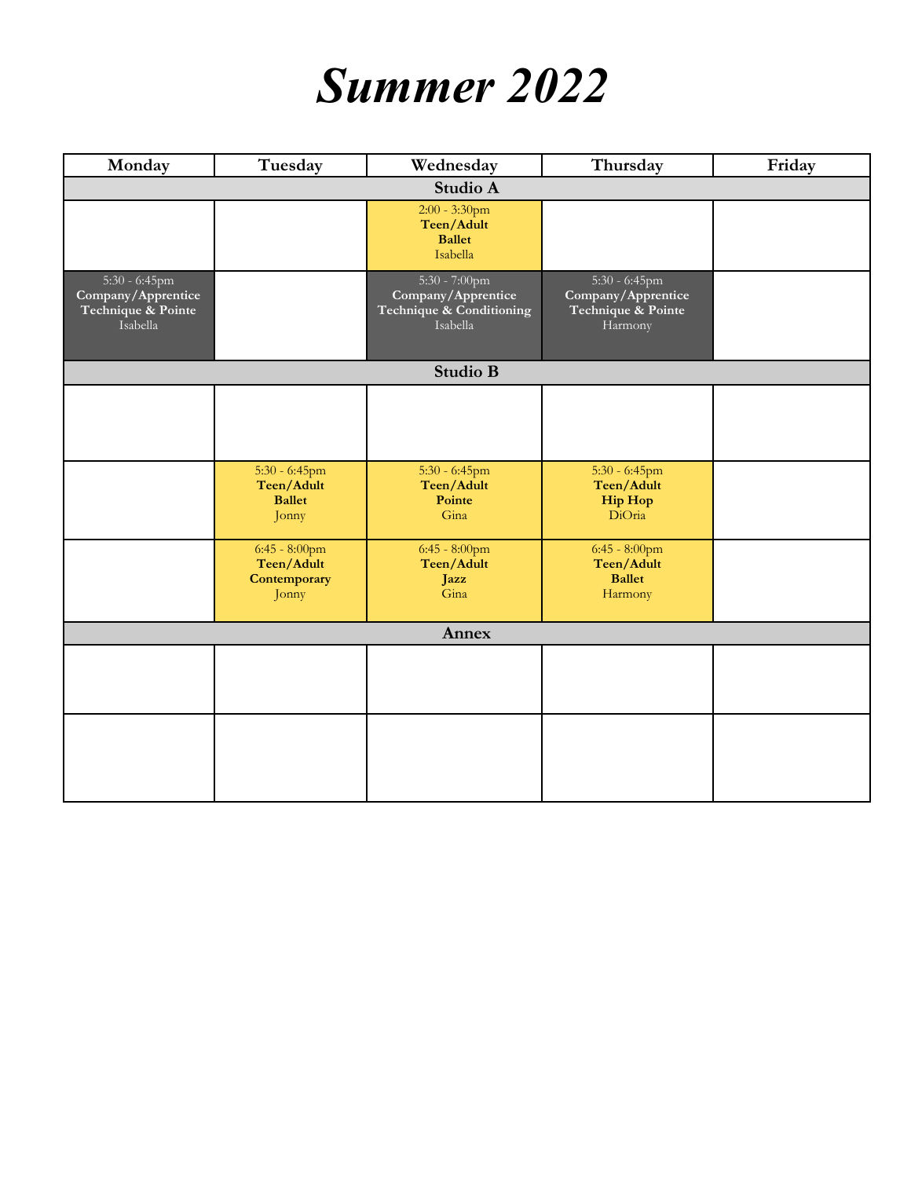# *Summer 2022*

| Monday | Tuesday | Wednesday | Thursday | Friday |
|---|---|---|---|---|
| **Studio A** | | | | |
| | | 2:00 - 3:30pm **Teen/Adult Ballet** Isabella | | |
| 5:30 - 6:45pm **Company/Apprentice Technique & Pointe** Isabella | | 5:30 - 7:00pm **Company/Apprentice Technique & Conditioning** Isabella | 5:30 - 6:45pm **Company/Apprentice Technique & Pointe** Harmony | |
| **Studio B** | | | | |
| | | | | |
| | 5:30 - 6:45pm **Teen/Adult Ballet** Jonny | 5:30 - 6:45pm **Teen/Adult Pointe** Gina | 5:30 - 6:45pm **Teen/Adult Hip Hop** DiOria | |
| | 6:45 - 8:00pm **Teen/Adult Contemporary** Jonny | 6:45 - 8:00pm **Teen/Adult Jazz** Gina | 6:45 - 8:00pm **Teen/Adult Ballet** Harmony | |
| **Annex** | | | | |
| | | | | |
| | | | | |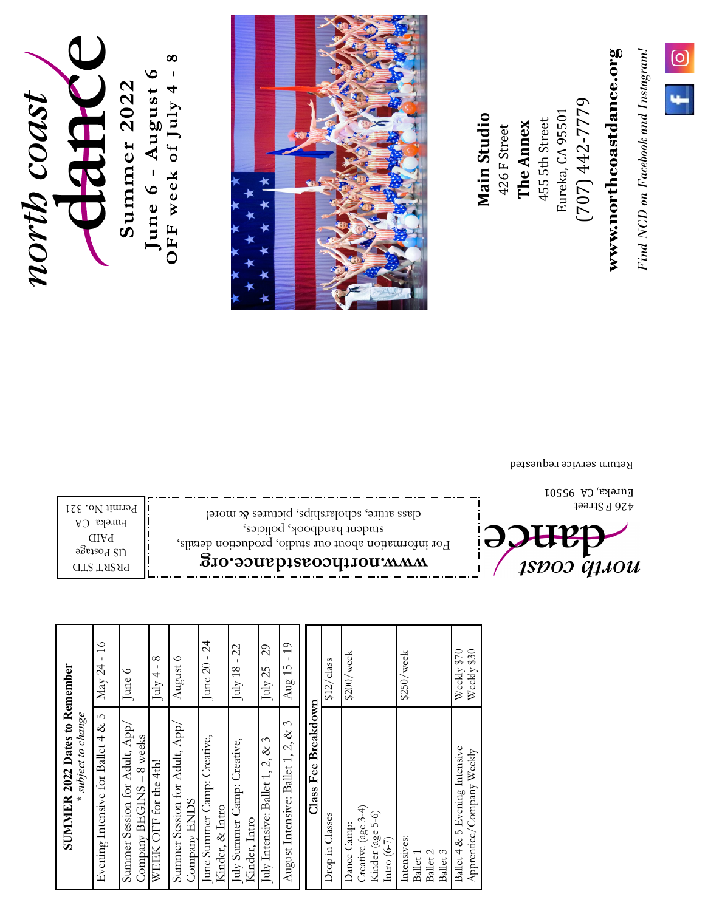# north coast dance

## Summer 2022

**June 6 - August 6**

**OFF week of July 4 - 8**

**Main Studio**
426 F Street

**The Annex**
455 5th Street
Eureka, CA 95501
(707) 442-7779

**www.northcoastdance.org**

*Find NCD on Facebook and Instagram!*

north coast dance
426 F Street
Eureka, CA 95501

Return service requested

PRSRT STD
US Postage
PAID
Eureka CA
Permit No. 321

**www.northcoastdance.org**

For information about our studio, production details, student handbook, policies, class attire, scholarships, pictures & more!

| **SUMMER 2022 Dates to Remember** *\* subject to change* | |
|---|---|
| Evening Intensive for Ballet 4 & 5 | May 24 - 16 |
| Summer Session for Adult, App/ Company BEGINS – 8 weeks | June 6 |
| WEEK OFF for the 4th! | July 4 - 8 |
| Summer Session for Adult, App/ Company ENDS | August 6 |
| June Summer Camp: Creative, Kinder, & Intro | June 20 - 24 |
| July Summer Camp: Creative, Kinder, Intro | July 18 - 22 |
| July Intensive: Ballet 1, 2, & 3 | July 25 - 29 |
| August Intensive: Ballet 1, 2, & 3 | Aug 15 - 19 |

| **Class Fee Breakdown** | |
|---|---|
| Drop in Classes | $12/class |
| Dance Camp:<br>Creative (age 3-4)<br>Kinder (age 5-6)<br>Intro (6-7) | $200/week |
| Intensives:<br>Ballet 1<br>Ballet 2<br>Ballet 3 | $250/week |
| Ballet 4 & 5 Evening Intensive<br>Apprentice/Company Weekly | Weekly $70<br>Weekly $30 |